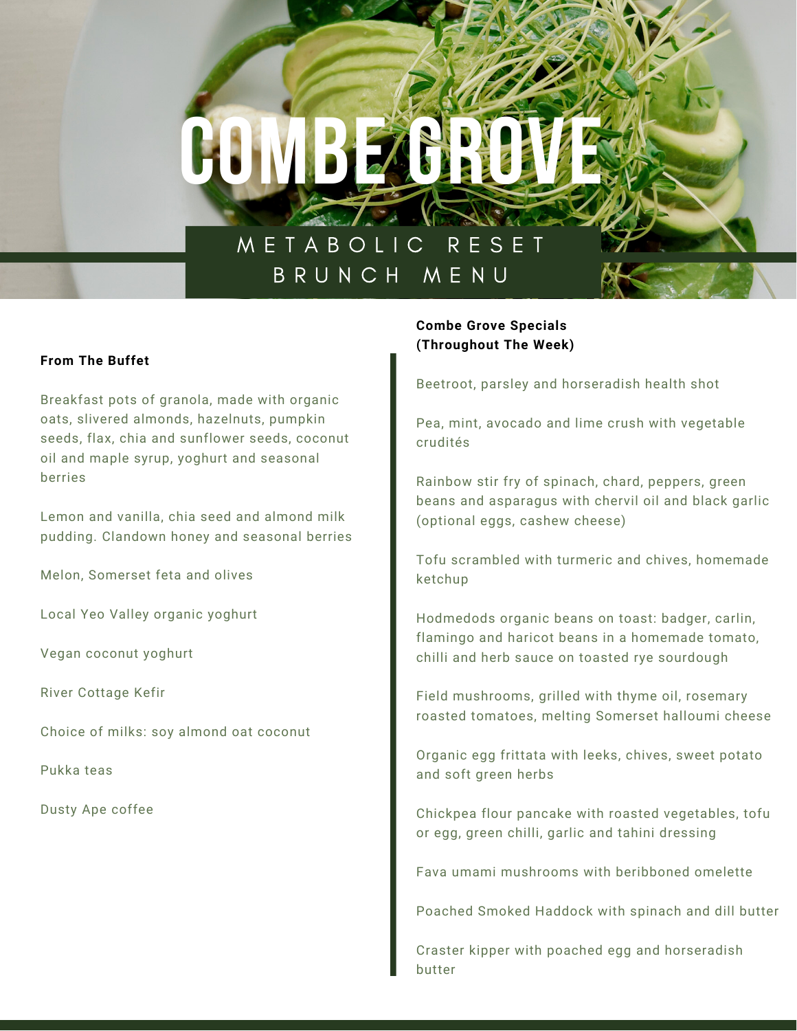# COMBE GROVE

## METABOLIC RESET BRUNCH MENU

**From The Buffet**

Breakfast pots of granola, made with organic oats, slivered almonds, hazelnuts, pumpkin seeds, flax, chia and sunflower seeds, coconut oil and maple syrup, yoghurt and seasonal berries

Lemon and vanilla, chia seed and almond milk pudding. Clandown honey and seasonal berries

Melon, Somerset feta and olives

Local Yeo Valley organic yoghurt

Vegan coconut yoghurt

River Cottage Kefir

Choice of milks: soy almond oat coconut

Pukka teas

Dusty Ape coffee

**Combe Grove Specials (Throughout The Week)**

Beetroot, parsley and horseradish health shot

Pea, mint, avocado and lime crush with vegetable crudités

Rainbow stir fry of spinach, chard, peppers, green beans and asparagus with chervil oil and black garlic (optional eggs, cashew cheese)

Tofu scrambled with turmeric and chives, homemade ketchup

Hodmedods organic beans on toast: badger, carlin, flamingo and haricot beans in a homemade tomato, chilli and herb sauce on toasted rye sourdough

Field mushrooms, grilled with thyme oil, rosemary roasted tomatoes, melting Somerset halloumi cheese

Organic egg frittata with leeks, chives, sweet potato and soft green herbs

Chickpea flour pancake with roasted vegetables, tofu or egg, green chilli, garlic and tahini dressing

Fava umami mushrooms with beribboned omelette

Poached Smoked Haddock with spinach and dill butter

Craster kipper with poached egg and horseradish butter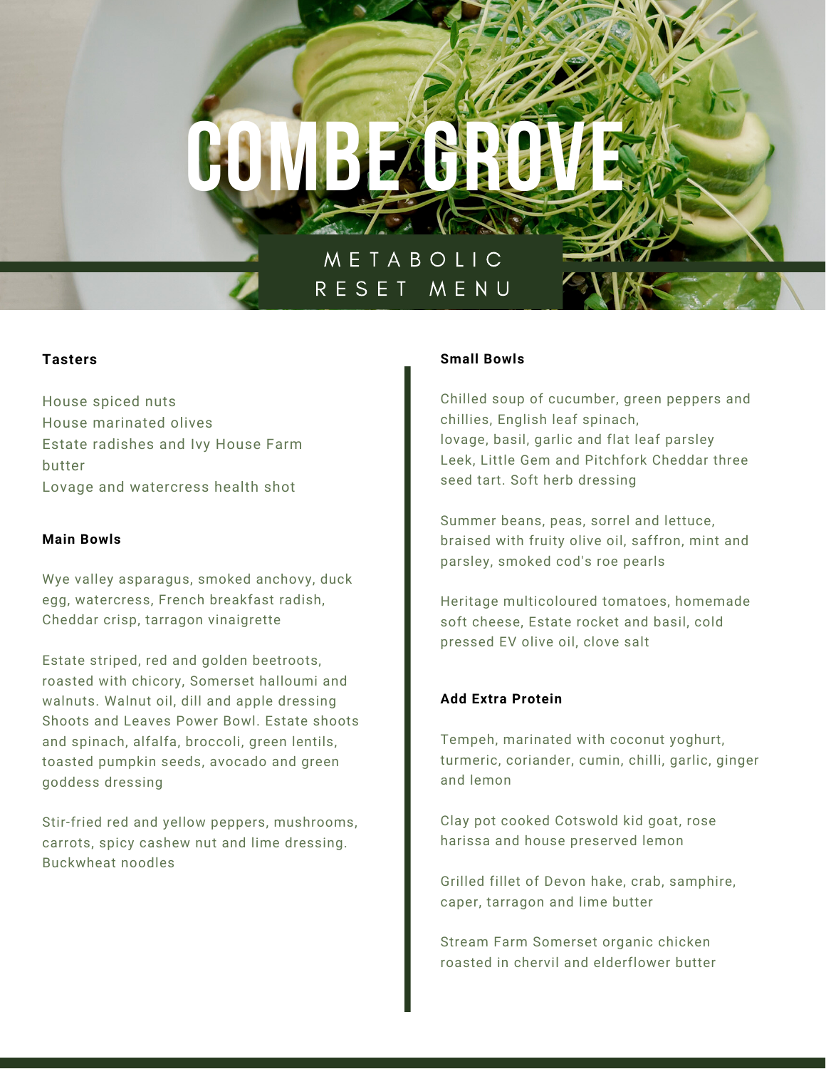# COMBE GROVE

## METABOLIC RESET MENU

### Tasters

House spiced nuts
House marinated olives
Estate radishes and Ivy House Farm butter
Lovage and watercress health shot

### Main Bowls

Wye valley asparagus, smoked anchovy, duck egg, watercress, French breakfast radish, Cheddar crisp, tarragon vinaigrette

Estate striped, red and golden beetroots, roasted with chicory, Somerset halloumi and walnuts. Walnut oil, dill and apple dressing
Shoots and Leaves Power Bowl. Estate shoots and spinach, alfalfa, broccoli, green lentils, toasted pumpkin seeds, avocado and green goddess dressing

Stir-fried red and yellow peppers, mushrooms, carrots, spicy cashew nut and lime dressing. Buckwheat noodles

### Small Bowls

Chilled soup of cucumber, green peppers and chillies, English leaf spinach,
lovage, basil, garlic and flat leaf parsley
Leek, Little Gem and Pitchfork Cheddar three seed tart. Soft herb dressing

Summer beans, peas, sorrel and lettuce, braised with fruity olive oil, saffron, mint and parsley, smoked cod's roe pearls

Heritage multicoloured tomatoes, homemade soft cheese, Estate rocket and basil, cold pressed EV olive oil, clove salt

### Add Extra Protein

Tempeh, marinated with coconut yoghurt, turmeric, coriander, cumin, chilli, garlic, ginger and lemon

Clay pot cooked Cotswold kid goat, rose harissa and house preserved lemon

Grilled fillet of Devon hake, crab, samphire, caper, tarragon and lime butter

Stream Farm Somerset organic chicken roasted in chervil and elderflower butter